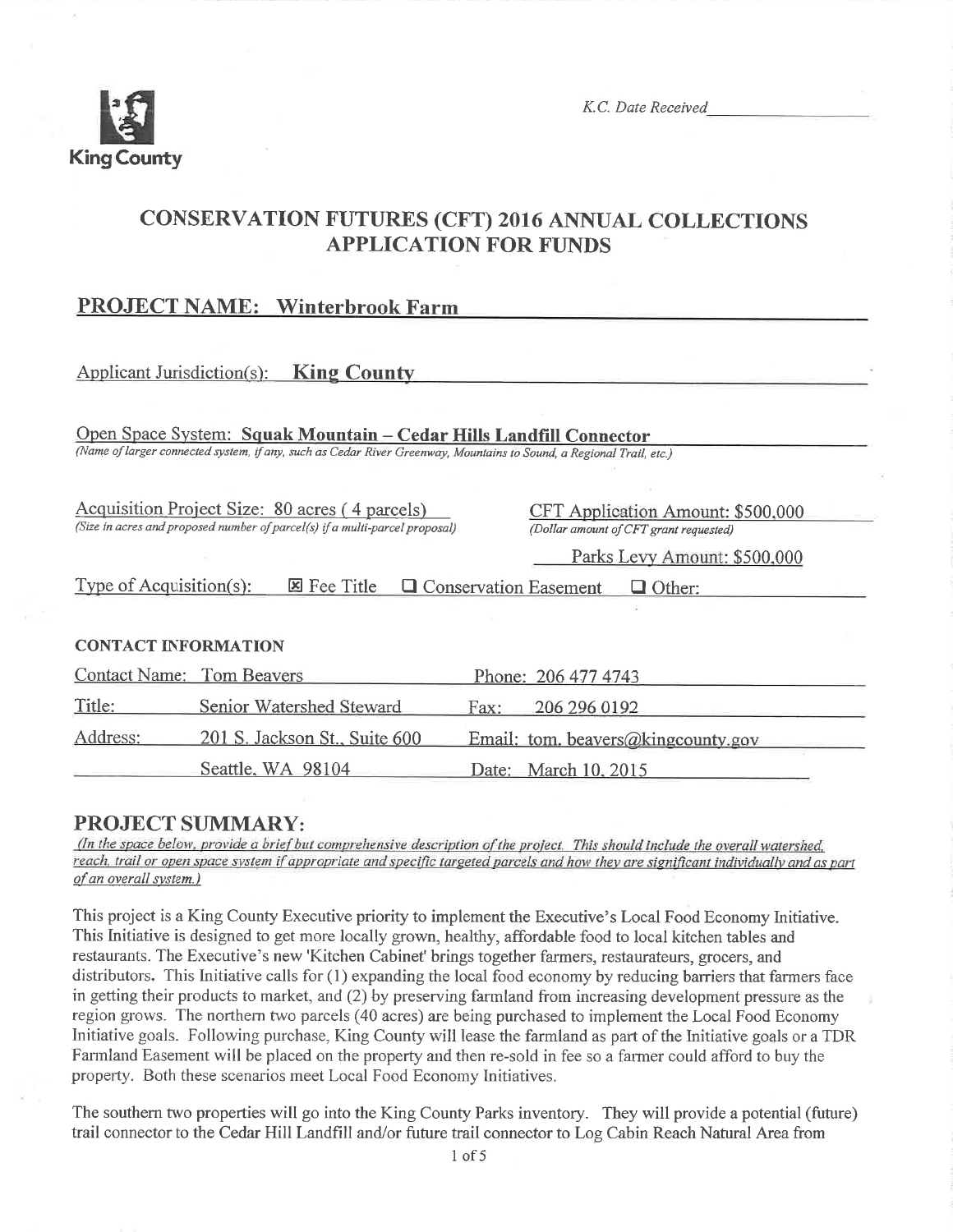King County

*K.C. Date Received*

# CONSERVATION FUTURES (CFT) 2016 ANNUAL COLLECTIONS APPLICATION FOR FUNDS

## PROJECT NAME: Winterbrook Farm

Applicant Jurisdiction(s): **King County**

Open Space System: **Squak Mountain – Cedar Hills Landfill Connector**
*(Name of larger connected system, if any, such as Cedar River Greenway, Mountains to Sound, a Regional Trail, etc.)*

Acquisition Project Size: 80 acres ( 4 parcels)
*(Size in acres and proposed number of parcel(s) if a multi-parcel proposal)*

CFT Application Amount: $500,000
*(Dollar amount of CFT grant requested)*

Parks Levy Amount: $500,000

Type of Acquisition(s): ☒ Fee Title ☐ Conservation Easement ☐ Other:

### CONTACT INFORMATION

| | | | |
|---|---|---|---|
| Contact Name: | Tom Beavers | Phone: | 206 477 4743 |
| Title: | Senior Watershed Steward | Fax: | 206 296 0192 |
| Address: | 201 S. Jackson St., Suite 600 | Email: | tom.beavers@kingcounty.gov |
| | Seattle, WA 98104 | Date: | March 10, 2015 |

## PROJECT SUMMARY:

*(In the space below, provide a brief but comprehensive description of the project. This should include the overall watershed, reach, trail or open space system if appropriate and specific targeted parcels and how they are significant individually and as part of an overall system.)*

This project is a King County Executive priority to implement the Executive's Local Food Economy Initiative. This Initiative is designed to get more locally grown, healthy, affordable food to local kitchen tables and restaurants. The Executive's new 'Kitchen Cabinet' brings together farmers, restaurateurs, grocers, and distributors. This Initiative calls for (1) expanding the local food economy by reducing barriers that farmers face in getting their products to market, and (2) by preserving farmland from increasing development pressure as the region grows. The northern two parcels (40 acres) are being purchased to implement the Local Food Economy Initiative goals. Following purchase, King County will lease the farmland as part of the Initiative goals or a TDR Farmland Easement will be placed on the property and then re-sold in fee so a farmer could afford to buy the property. Both these scenarios meet Local Food Economy Initiatives.

The southern two properties will go into the King County Parks inventory. They will provide a potential (future) trail connector to the Cedar Hill Landfill and/or future trail connector to Log Cabin Reach Natural Area from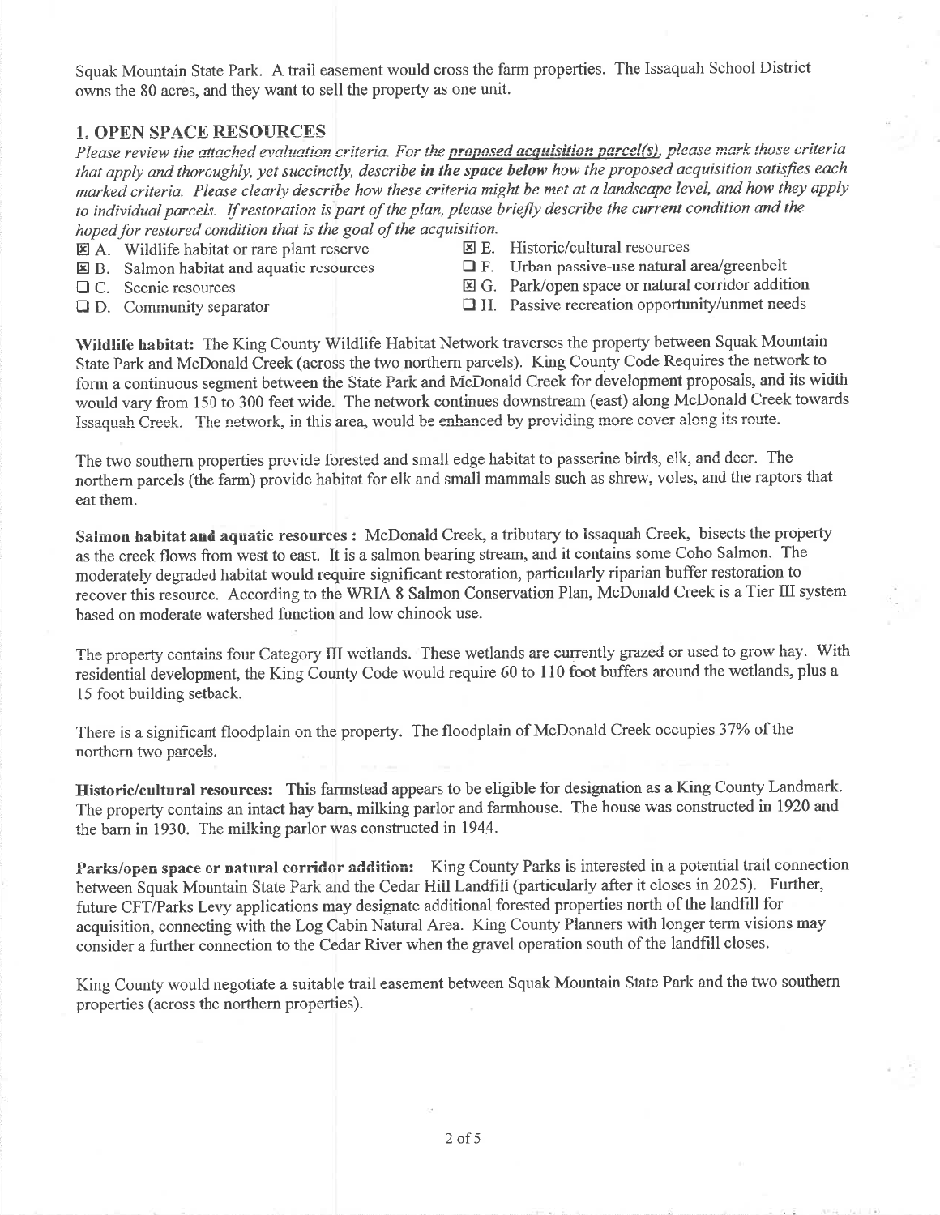Squak Mountain State Park. A trail easement would cross the farm properties. The Issaquah School District owns the 80 acres, and they want to sell the property as one unit.

## 1. OPEN SPACE RESOURCES

*Please review the attached evaluation criteria. For the **proposed acquisition parcel(s)**, please mark those criteria that apply and thoroughly, yet succinctly, describe **in the space below** how the proposed acquisition satisfies each marked criteria. Please clearly describe how these criteria might be met at a landscape level, and how they apply to individual parcels. If restoration is part of the plan, please briefly describe the current condition and the hoped for restored condition that is the goal of the acquisition.*

- ☒ A. Wildlife habitat or rare plant reserve
- ☒ B. Salmon habitat and aquatic resources
- ☐ C. Scenic resources
- ☐ D. Community separator
- ☒ E. Historic/cultural resources
- ☐ F. Urban passive-use natural area/greenbelt
- ☒ G. Park/open space or natural corridor addition
- ☐ H. Passive recreation opportunity/unmet needs

**Wildlife habitat:** The King County Wildlife Habitat Network traverses the property between Squak Mountain State Park and McDonald Creek (across the two northern parcels). King County Code Requires the network to form a continuous segment between the State Park and McDonald Creek for development proposals, and its width would vary from 150 to 300 feet wide. The network continues downstream (east) along McDonald Creek towards Issaquah Creek. The network, in this area, would be enhanced by providing more cover along its route.

The two southern properties provide forested and small edge habitat to passerine birds, elk, and deer. The northern parcels (the farm) provide habitat for elk and small mammals such as shrew, voles, and the raptors that eat them.

**Salmon habitat and aquatic resources :** McDonald Creek, a tributary to Issaquah Creek, bisects the property as the creek flows from west to east. It is a salmon bearing stream, and it contains some Coho Salmon. The moderately degraded habitat would require significant restoration, particularly riparian buffer restoration to recover this resource. According to the WRIA 8 Salmon Conservation Plan, McDonald Creek is a Tier III system based on moderate watershed function and low chinook use.

The property contains four Category III wetlands. These wetlands are currently grazed or used to grow hay. With residential development, the King County Code would require 60 to 110 foot buffers around the wetlands, plus a 15 foot building setback.

There is a significant floodplain on the property. The floodplain of McDonald Creek occupies 37% of the northern two parcels.

**Historic/cultural resources:** This farmstead appears to be eligible for designation as a King County Landmark. The property contains an intact hay barn, milking parlor and farmhouse. The house was constructed in 1920 and the barn in 1930. The milking parlor was constructed in 1944.

**Parks/open space or natural corridor addition:** King County Parks is interested in a potential trail connection between Squak Mountain State Park and the Cedar Hill Landfill (particularly after it closes in 2025). Further, future CFT/Parks Levy applications may designate additional forested properties north of the landfill for acquisition, connecting with the Log Cabin Natural Area. King County Planners with longer term visions may consider a further connection to the Cedar River when the gravel operation south of the landfill closes.

King County would negotiate a suitable trail easement between Squak Mountain State Park and the two southern properties (across the northern properties).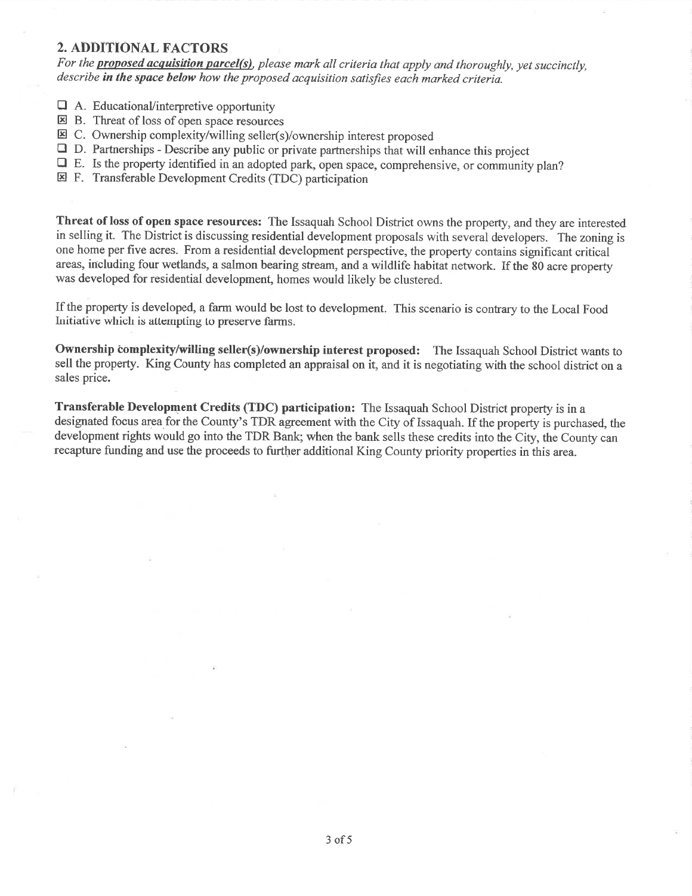## 2. ADDITIONAL FACTORS

*For the* ***proposed acquisition parcel(s)****, please mark all criteria that apply and thoroughly, yet succinctly, describe* ***in the space below*** *how the proposed acquisition satisfies each marked criteria.*

- ☐ A. Educational/interpretive opportunity
- ☒ B. Threat of loss of open space resources
- ☒ C. Ownership complexity/willing seller(s)/ownership interest proposed
- ☐ D. Partnerships - Describe any public or private partnerships that will enhance this project
- ☐ E. Is the property identified in an adopted park, open space, comprehensive, or community plan?
- ☒ F. Transferable Development Credits (TDC) participation

**Threat of loss of open space resources:** The Issaquah School District owns the property, and they are interested in selling it. The District is discussing residential development proposals with several developers. The zoning is one home per five acres. From a residential development perspective, the property contains significant critical areas, including four wetlands, a salmon bearing stream, and a wildlife habitat network. If the 80 acre property was developed for residential development, homes would likely be clustered.

If the property is developed, a farm would be lost to development. This scenario is contrary to the Local Food Initiative which is attempting to preserve farms.

**Ownership complexity/willing seller(s)/ownership interest proposed:** The Issaquah School District wants to sell the property. King County has completed an appraisal on it, and it is negotiating with the school district on a sales price.

**Transferable Development Credits (TDC) participation:** The Issaquah School District property is in a designated focus area for the County's TDR agreement with the City of Issaquah. If the property is purchased, the development rights would go into the TDR Bank; when the bank sells these credits into the City, the County can recapture funding and use the proceeds to further additional King County priority properties in this area.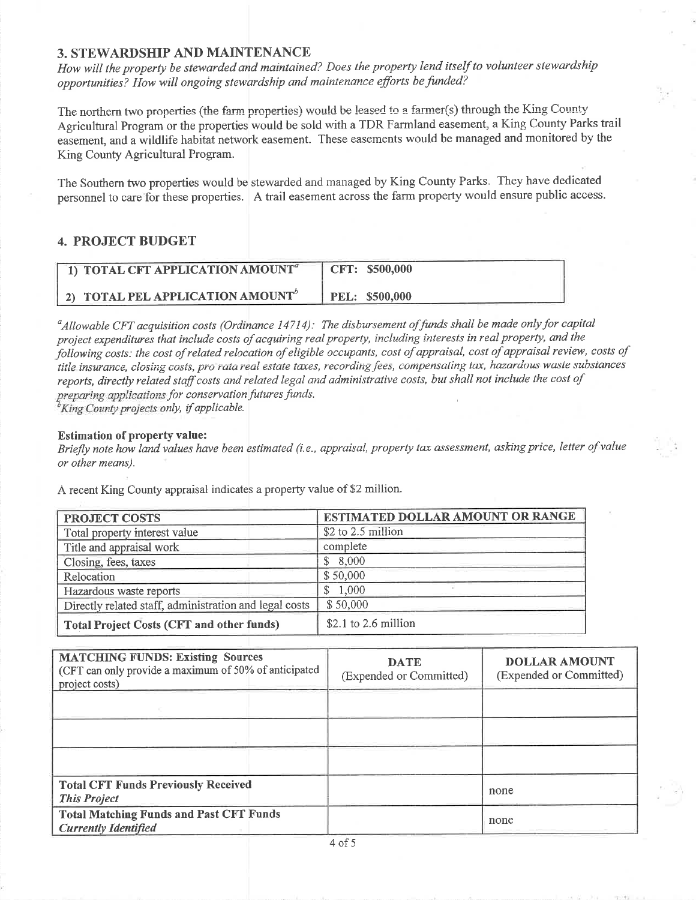## 3. STEWARDSHIP AND MAINTENANCE

*How will the property be stewarded and maintained? Does the property lend itself to volunteer stewardship opportunities? How will ongoing stewardship and maintenance efforts be funded?*

The northern two properties (the farm properties) would be leased to a farmer(s) through the King County Agricultural Program or the properties would be sold with a TDR Farmland easement, a King County Parks trail easement, and a wildlife habitat network easement. These easements would be managed and monitored by the King County Agricultural Program.

The Southern two properties would be stewarded and managed by King County Parks. They have dedicated personnel to care for these properties. A trail easement across the farm property would ensure public access.

## 4. PROJECT BUDGET

| | |
|---|---|
| **1) TOTAL CFT APPLICATION AMOUNT[a]** | **CFT: $500,000** |
| **2) TOTAL PEL APPLICATION AMOUNT[b]** | **PEL: $500,000** |

*[a]Allowable CFT acquisition costs (Ordinance 14714): The disbursement of funds shall be made only for capital project expenditures that include costs of acquiring real property, including interests in real property, and the following costs: the cost of related relocation of eligible occupants, cost of appraisal, cost of appraisal review, costs of title insurance, closing costs, pro rata real estate taxes, recording fees, compensating tax, hazardous waste substances reports, directly related staff costs and related legal and administrative costs, but shall not include the cost of preparing applications for conservation futures funds.*
*[b]King County projects only, if applicable.*

**Estimation of property value:**
*Briefly note how land values have been estimated (i.e., appraisal, property tax assessment, asking price, letter of value or other means).*

A recent King County appraisal indicates a property value of $2 million.

| PROJECT COSTS | ESTIMATED DOLLAR AMOUNT OR RANGE |
|---|---|
| Total property interest value | $2 to 2.5 million |
| Title and appraisal work | complete |
| Closing, fees, taxes | $ 8,000 |
| Relocation | $ 50,000 |
| Hazardous waste reports | $ 1,000 |
| Directly related staff, administration and legal costs | $ 50,000 |
| **Total Project Costs (CFT and other funds)** | $2.1 to 2.6 million |

| **MATCHING FUNDS: Existing Sources** (CFT can only provide a maximum of 50% of anticipated project costs) | **DATE** (Expended or Committed) | **DOLLAR AMOUNT** (Expended or Committed) |
|---|---|---|
| | | |
| | | |
| | | |
| **Total CFT Funds Previously Received** ***This Project*** | | none |
| **Total Matching Funds and Past CFT Funds** ***Currently Identified*** | | none |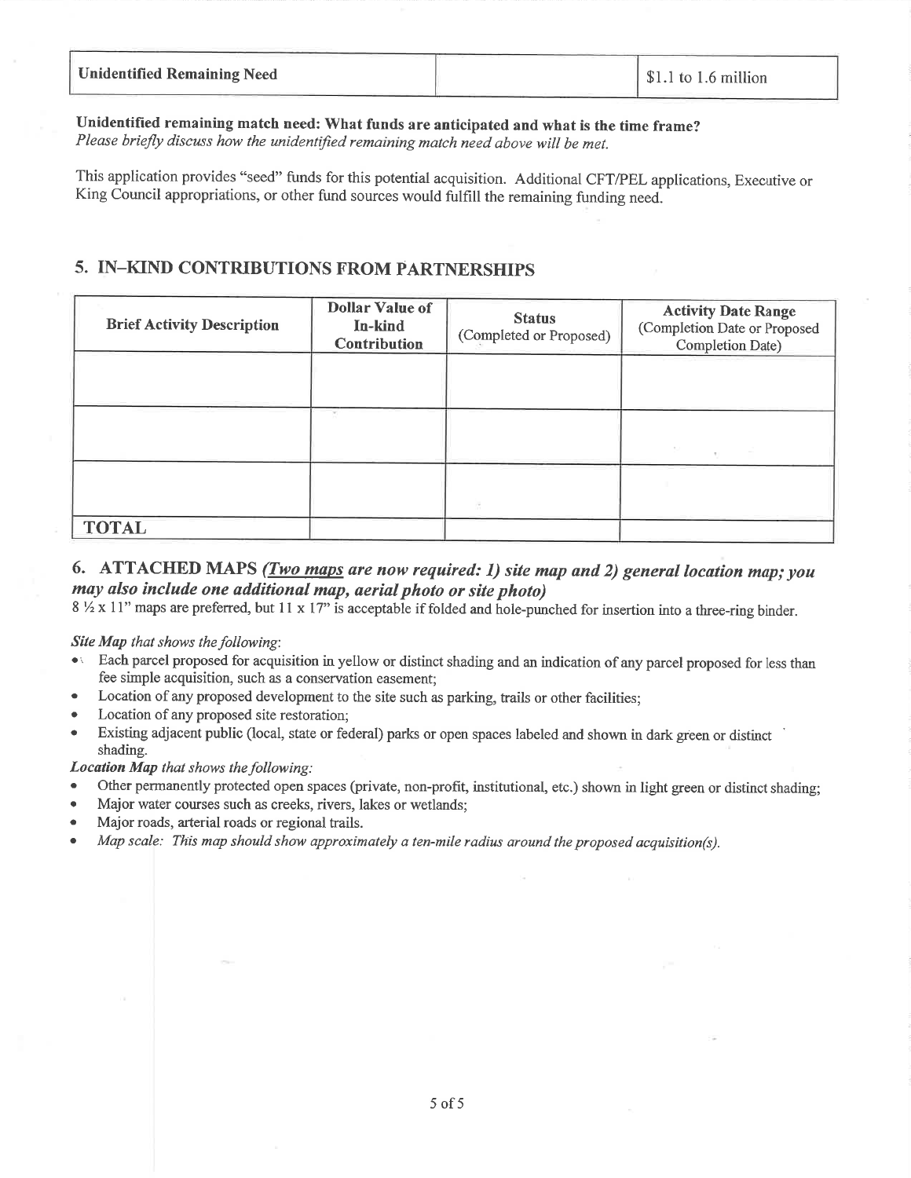| Unidentified Remaining Need | | $1.1 to 1.6 million |
|---|---|---|

**Unidentified remaining match need: What funds are anticipated and what is the time frame?**
*Please briefly discuss how the unidentified remaining match need above will be met.*

This application provides "seed" funds for this potential acquisition. Additional CFT/PEL applications, Executive or King Council appropriations, or other fund sources would fulfill the remaining funding need.

## 5. IN–KIND CONTRIBUTIONS FROM PARTNERSHIPS

| Brief Activity Description | Dollar Value of In-kind Contribution | Status (Completed or Proposed) | Activity Date Range (Completion Date or Proposed Completion Date) |
|---|---|---|---|
| | | | |
| | | | |
| | | | |
| TOTAL | | | |

## 6. ATTACHED MAPS *(Two maps are now required: 1) site map and 2) general location map; you may also include one additional map, aerial photo or site photo)*

8 ½ x 11" maps are preferred, but 11 x 17" is acceptable if folded and hole-punched for insertion into a three-ring binder.

***Site Map** that shows the following:*

- Each parcel proposed for acquisition in yellow or distinct shading and an indication of any parcel proposed for less than fee simple acquisition, such as a conservation easement;
- Location of any proposed development to the site such as parking, trails or other facilities;
- Location of any proposed site restoration;
- Existing adjacent public (local, state or federal) parks or open spaces labeled and shown in dark green or distinct shading.

***Location Map** that shows the following:*

- Other permanently protected open spaces (private, non-profit, institutional, etc.) shown in light green or distinct shading;
- Major water courses such as creeks, rivers, lakes or wetlands;
- Major roads, arterial roads or regional trails.
- *Map scale: This map should show approximately a ten-mile radius around the proposed acquisition(s).*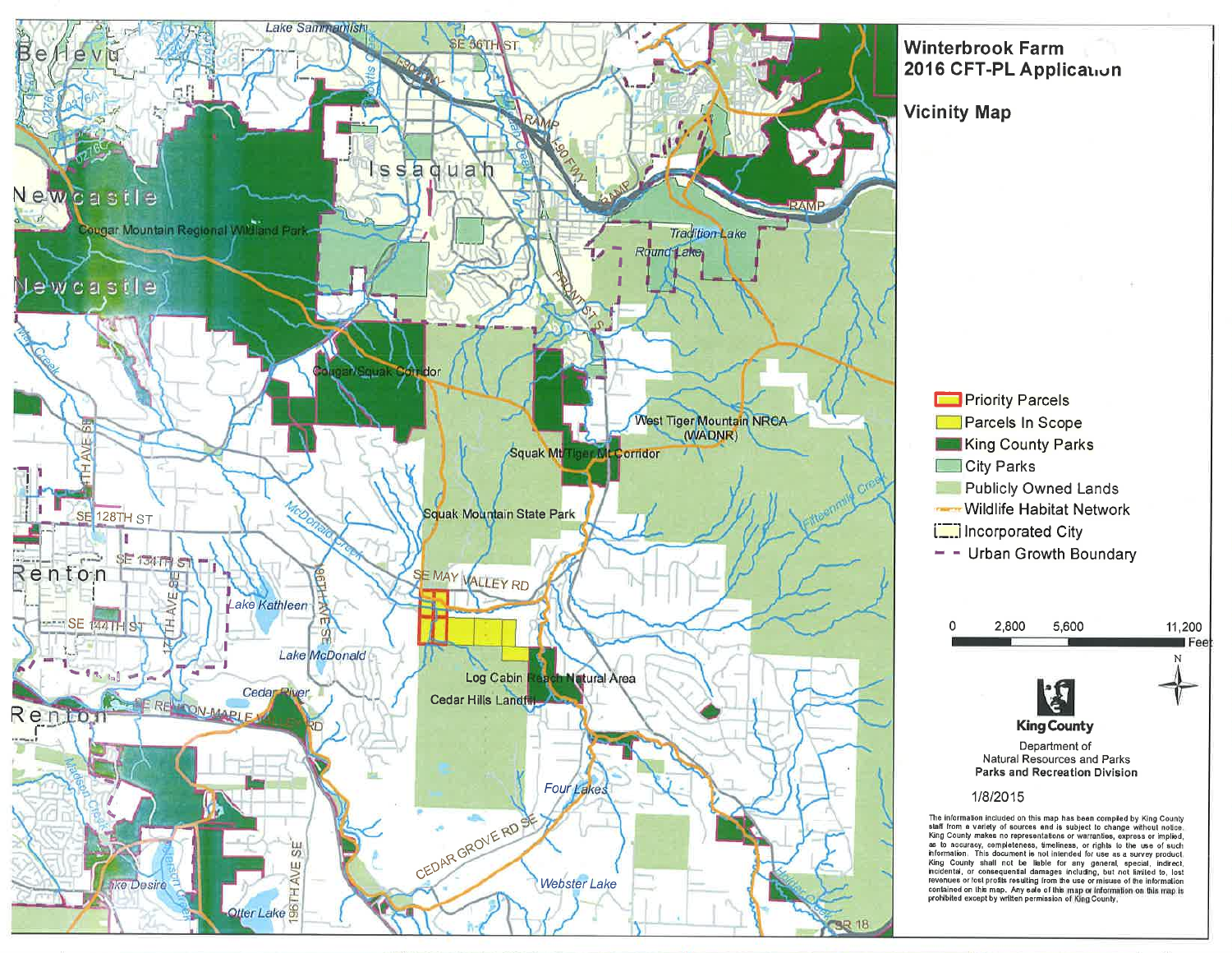# Winterbrook Farm 2016 CFT-PL Application

## Vicinity Map

- Priority Parcels
- Parcels In Scope
- King County Parks
- City Parks
- Publicly Owned Lands
- Wildlife Habitat Network
- Incorporated City
- Urban Growth Boundary

0 2,800 5,600 11,200 Feet

N

King County

Department of Natural Resources and Parks

**Parks and Recreation Division**

1/8/2015

The information included on this map has been compiled by King County staff from a variety of sources and is subject to change without notice. King County makes no representations or warranties, express or implied, as to accuracy, completeness, timeliness, or rights to the use of such information. This document is not intended for use as a survey product. King County shall not be liable for any general, special, indirect, incidental, or consequential damages including, but not limited to, lost revenues or lost profits resulting from the use or misuse of the information contained on this map. Any sale of this map or information on this map is prohibited except by written permission of King County.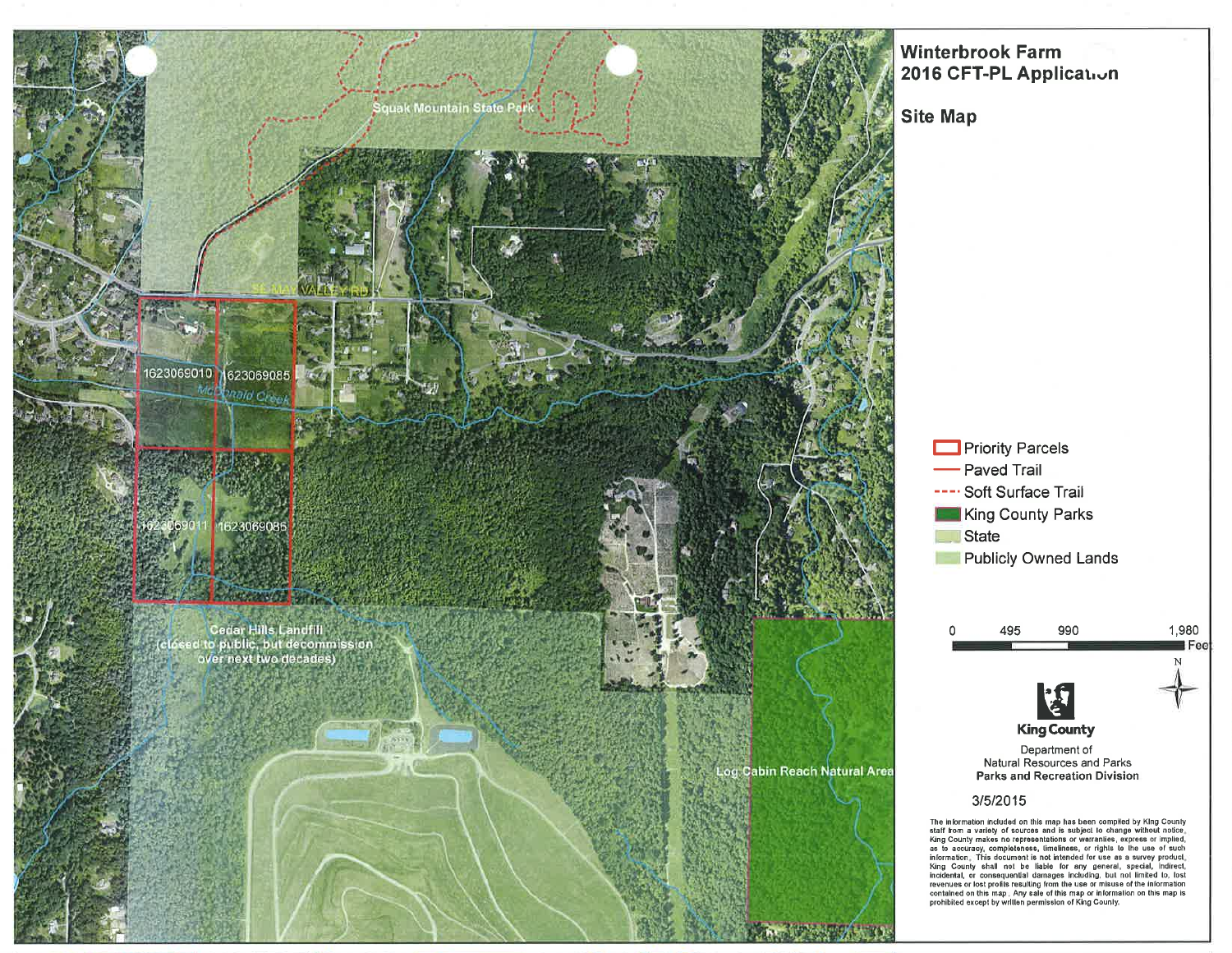# Winterbrook Farm 2016 CFT-PL Application

## Site Map

Squak Mountain State Park

SE MAY VALLEY RD

1623069010

1623069085

McDonald Creek

1623069011

1623069086

Cedar Hills Landfill (closed to public, but decommission over next two decades)

Log Cabin Reach Natural Area

- Priority Parcels
- Paved Trail
- Soft Surface Trail
- King County Parks
- State
- Publicly Owned Lands

0 495 990 1,980 Feet

N

King County

Department of Natural Resources and Parks

Parks and Recreation Division

3/5/2015

The information included on this map has been compiled by King County staff from a variety of sources and is subject to change without notice. King County makes no representations or warranties, express or implied, as to accuracy, completeness, timeliness, or rights to the use of such information. This document is not intended for use as a survey product. King County shall not be liable for any general, special, indirect, incidental, or consequential damages including, but not limited to, lost revenues or lost profits resulting from the use or misuse of the information contained on this map. Any sale of this map or information on this map is prohibited except by written permission of King County.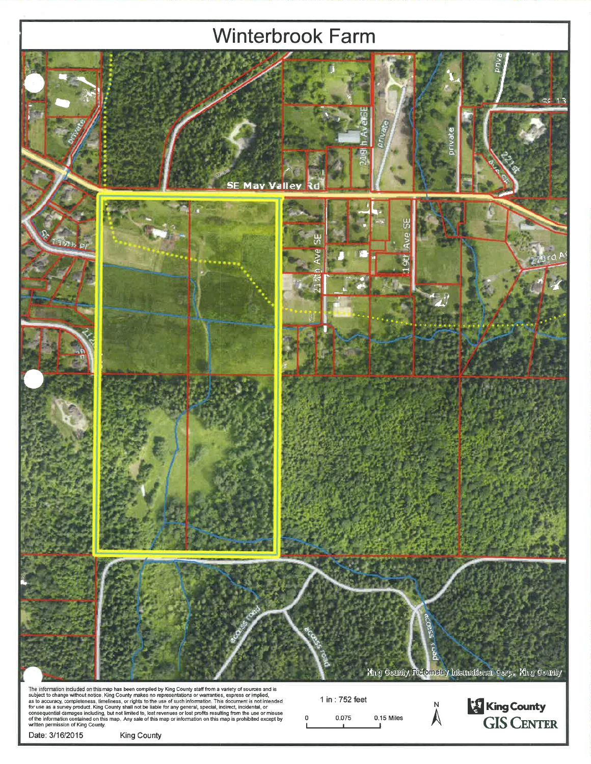# Winterbrook Farm

SE May Valley Rd

private

218th Ave SE

219th Ave SE

217th Ave SE

221st

223rd Av

access road

King County, Pictometry International Corp., King County

The information included on this map has been compiled by King County staff from a variety of sources and is subject to change without notice. King County makes no representations or warranties, express or implied, as to accuracy, completeness, timeliness, or rights to the use of such information. This document is not intended for use as a survey product. King County shall not be liable for any general, special, indirect, incidental, or consequential damages including, but not limited to, lost revenues or lost profits resulting from the use or misuse of the information contained on this map. Any sale of this map or information on this map is prohibited except by written permission of King County.

1 in : 752 feet

0 0.075 0.15 Miles

N

King County GIS Center

Date: 3/16/2015 King County